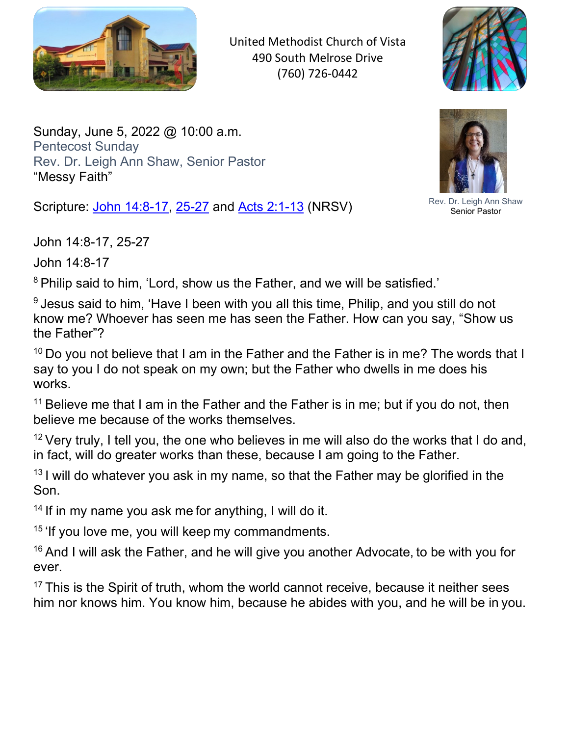United Methodist Church of Vista
490 South Melrose Drive
(760) 726-0442

Sunday, June 5, 2022 @ 10:00 a.m.
Pentecost Sunday
Rev. Dr. Leigh Ann Shaw, Senior Pastor
"Messy Faith"

Rev. Dr. Leigh Ann Shaw
Senior Pastor

Scripture: John 14:8-17, 25-27 and Acts 2:1-13 (NRSV)

John 14:8-17, 25-27

John 14:8-17

8 Philip said to him, 'Lord, show us the Father, and we will be satisfied.'

9 Jesus said to him, 'Have I been with you all this time, Philip, and you still do not know me? Whoever has seen me has seen the Father. How can you say, "Show us the Father"?

10 Do you not believe that I am in the Father and the Father is in me? The words that I say to you I do not speak on my own; but the Father who dwells in me does his works.

11 Believe me that I am in the Father and the Father is in me; but if you do not, then believe me because of the works themselves.

12 Very truly, I tell you, the one who believes in me will also do the works that I do and, in fact, will do greater works than these, because I am going to the Father.

13 I will do whatever you ask in my name, so that the Father may be glorified in the Son.

14 If in my name you ask me for anything, I will do it.

15 'If you love me, you will keep my commandments.

16 And I will ask the Father, and he will give you another Advocate, to be with you for ever.

17 This is the Spirit of truth, whom the world cannot receive, because it neither sees him nor knows him. You know him, because he abides with you, and he will be in you.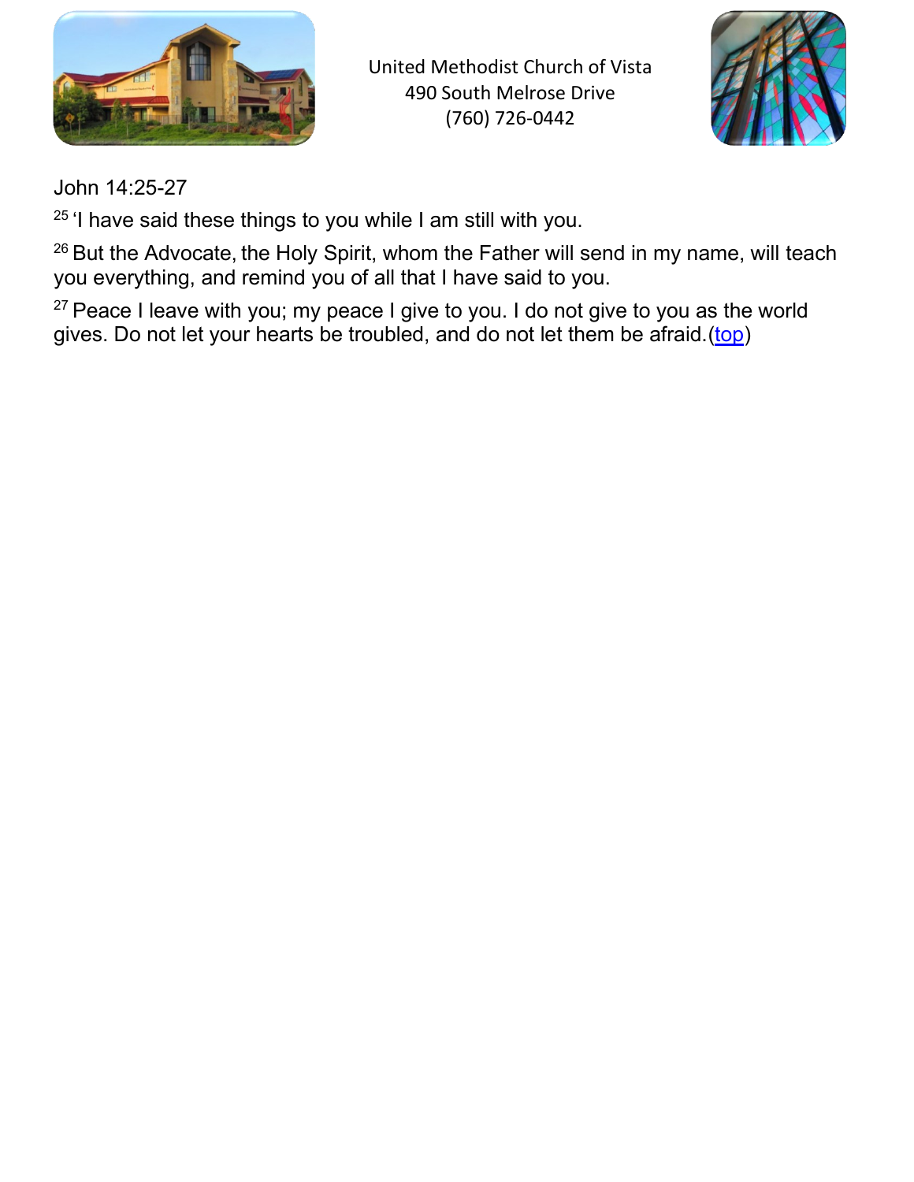United Methodist Church of Vista
490 South Melrose Drive
(760) 726-0442

John 14:25-27

[25] 'I have said these things to you while I am still with you.

[26] But the Advocate, the Holy Spirit, whom the Father will send in my name, will teach you everything, and remind you of all that I have said to you.

[27] Peace I leave with you; my peace I give to you. I do not give to you as the world gives. Do not let your hearts be troubled, and do not let them be afraid.(top)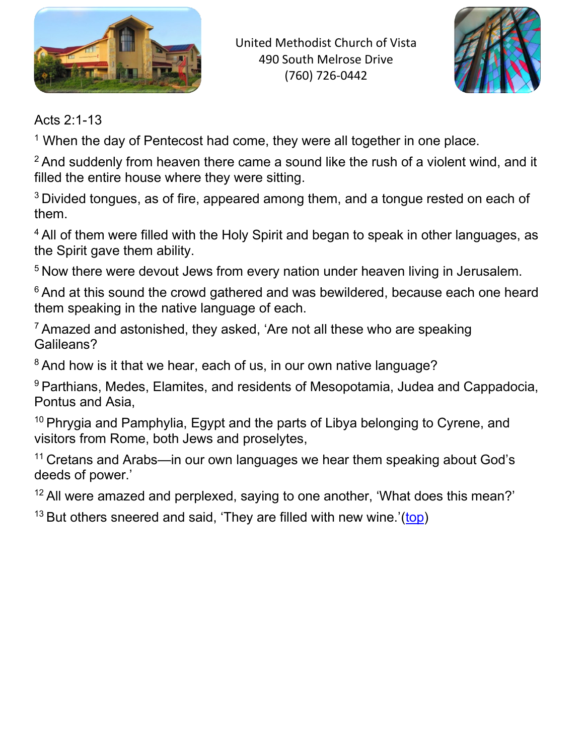United Methodist Church of Vista
490 South Melrose Drive
(760) 726-0442

Acts 2:1-13

[1] When the day of Pentecost had come, they were all together in one place.

[2] And suddenly from heaven there came a sound like the rush of a violent wind, and it filled the entire house where they were sitting.

[3] Divided tongues, as of fire, appeared among them, and a tongue rested on each of them.

[4] All of them were filled with the Holy Spirit and began to speak in other languages, as the Spirit gave them ability.

[5] Now there were devout Jews from every nation under heaven living in Jerusalem.

[6] And at this sound the crowd gathered and was bewildered, because each one heard them speaking in the native language of each.

[7] Amazed and astonished, they asked, 'Are not all these who are speaking Galileans?

[8] And how is it that we hear, each of us, in our own native language?

[9] Parthians, Medes, Elamites, and residents of Mesopotamia, Judea and Cappadocia, Pontus and Asia,

[10] Phrygia and Pamphylia, Egypt and the parts of Libya belonging to Cyrene, and visitors from Rome, both Jews and proselytes,

[11] Cretans and Arabs—in our own languages we hear them speaking about God's deeds of power.'

[12] All were amazed and perplexed, saying to one another, 'What does this mean?'

[13] But others sneered and said, 'They are filled with new wine.'(top)